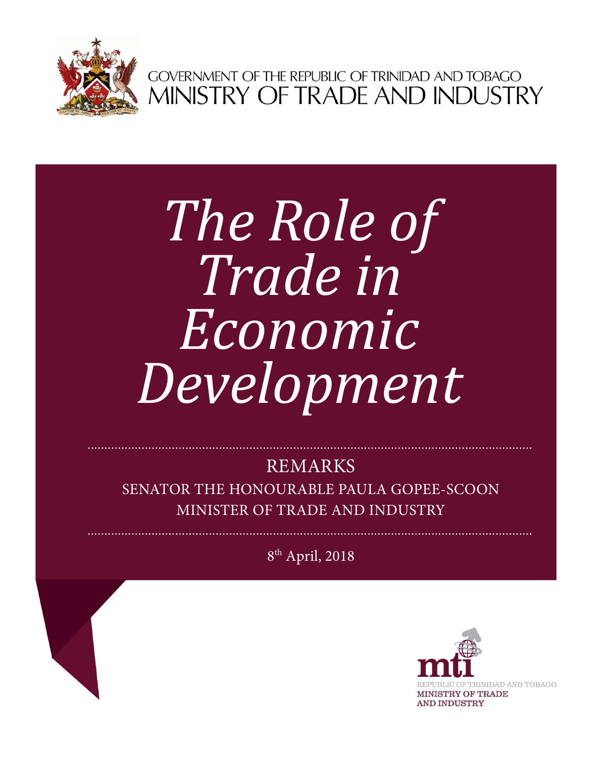GOVERNMENT OF THE REPUBLIC OF TRINIDAD AND TOBAGO
MINISTRY OF TRADE AND INDUSTRY

# *The Role of Trade in Economic Development*

REMARKS

SENATOR THE HONOURABLE PAULA GOPEE-SCOON

MINISTER OF TRADE AND INDUSTRY

8th April, 2018

mti

REPUBLIC OF TRINIDAD AND TOBAGO

MINISTRY OF TRADE AND INDUSTRY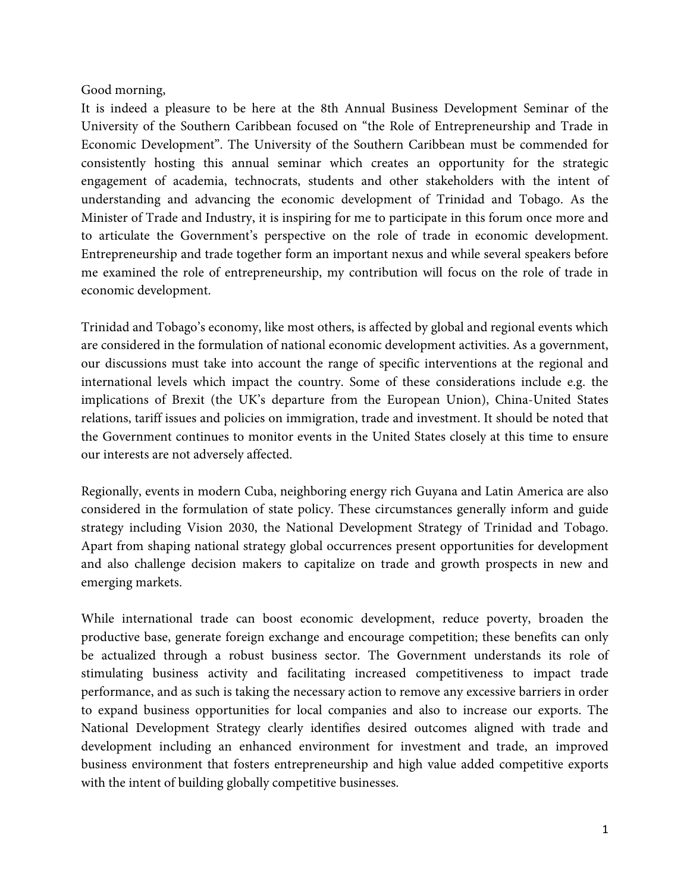Good morning,

It is indeed a pleasure to be here at the 8th Annual Business Development Seminar of the University of the Southern Caribbean focused on "the Role of Entrepreneurship and Trade in Economic Development". The University of the Southern Caribbean must be commended for consistently hosting this annual seminar which creates an opportunity for the strategic engagement of academia, technocrats, students and other stakeholders with the intent of understanding and advancing the economic development of Trinidad and Tobago. As the Minister of Trade and Industry, it is inspiring for me to participate in this forum once more and to articulate the Government's perspective on the role of trade in economic development. Entrepreneurship and trade together form an important nexus and while several speakers before me examined the role of entrepreneurship, my contribution will focus on the role of trade in economic development.

Trinidad and Tobago's economy, like most others, is affected by global and regional events which are considered in the formulation of national economic development activities. As a government, our discussions must take into account the range of specific interventions at the regional and international levels which impact the country. Some of these considerations include e.g. the implications of Brexit (the UK's departure from the European Union), China-United States relations, tariff issues and policies on immigration, trade and investment. It should be noted that the Government continues to monitor events in the United States closely at this time to ensure our interests are not adversely affected.

Regionally, events in modern Cuba, neighboring energy rich Guyana and Latin America are also considered in the formulation of state policy. These circumstances generally inform and guide strategy including Vision 2030, the National Development Strategy of Trinidad and Tobago. Apart from shaping national strategy global occurrences present opportunities for development and also challenge decision makers to capitalize on trade and growth prospects in new and emerging markets.

While international trade can boost economic development, reduce poverty, broaden the productive base, generate foreign exchange and encourage competition; these benefits can only be actualized through a robust business sector. The Government understands its role of stimulating business activity and facilitating increased competitiveness to impact trade performance, and as such is taking the necessary action to remove any excessive barriers in order to expand business opportunities for local companies and also to increase our exports. The National Development Strategy clearly identifies desired outcomes aligned with trade and development including an enhanced environment for investment and trade, an improved business environment that fosters entrepreneurship and high value added competitive exports with the intent of building globally competitive businesses.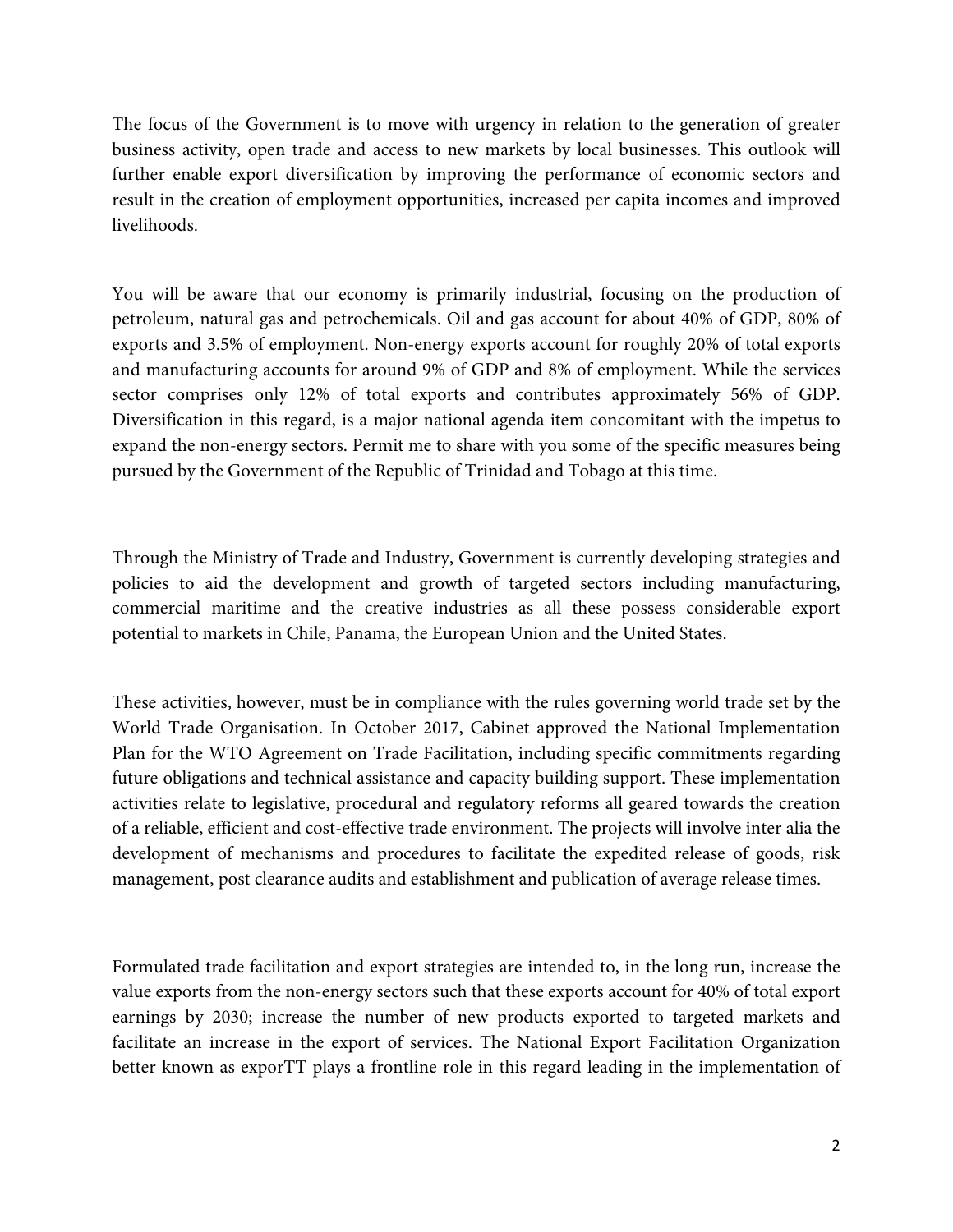The focus of the Government is to move with urgency in relation to the generation of greater business activity, open trade and access to new markets by local businesses. This outlook will further enable export diversification by improving the performance of economic sectors and result in the creation of employment opportunities, increased per capita incomes and improved livelihoods.

You will be aware that our economy is primarily industrial, focusing on the production of petroleum, natural gas and petrochemicals. Oil and gas account for about 40% of GDP, 80% of exports and 3.5% of employment. Non-energy exports account for roughly 20% of total exports and manufacturing accounts for around 9% of GDP and 8% of employment. While the services sector comprises only 12% of total exports and contributes approximately 56% of GDP. Diversification in this regard, is a major national agenda item concomitant with the impetus to expand the non-energy sectors. Permit me to share with you some of the specific measures being pursued by the Government of the Republic of Trinidad and Tobago at this time.

Through the Ministry of Trade and Industry, Government is currently developing strategies and policies to aid the development and growth of targeted sectors including manufacturing, commercial maritime and the creative industries as all these possess considerable export potential to markets in Chile, Panama, the European Union and the United States.

These activities, however, must be in compliance with the rules governing world trade set by the World Trade Organisation. In October 2017, Cabinet approved the National Implementation Plan for the WTO Agreement on Trade Facilitation, including specific commitments regarding future obligations and technical assistance and capacity building support. These implementation activities relate to legislative, procedural and regulatory reforms all geared towards the creation of a reliable, efficient and cost-effective trade environment. The projects will involve inter alia the development of mechanisms and procedures to facilitate the expedited release of goods, risk management, post clearance audits and establishment and publication of average release times.

Formulated trade facilitation and export strategies are intended to, in the long run, increase the value exports from the non-energy sectors such that these exports account for 40% of total export earnings by 2030; increase the number of new products exported to targeted markets and facilitate an increase in the export of services. The National Export Facilitation Organization better known as exporTT plays a frontline role in this regard leading in the implementation of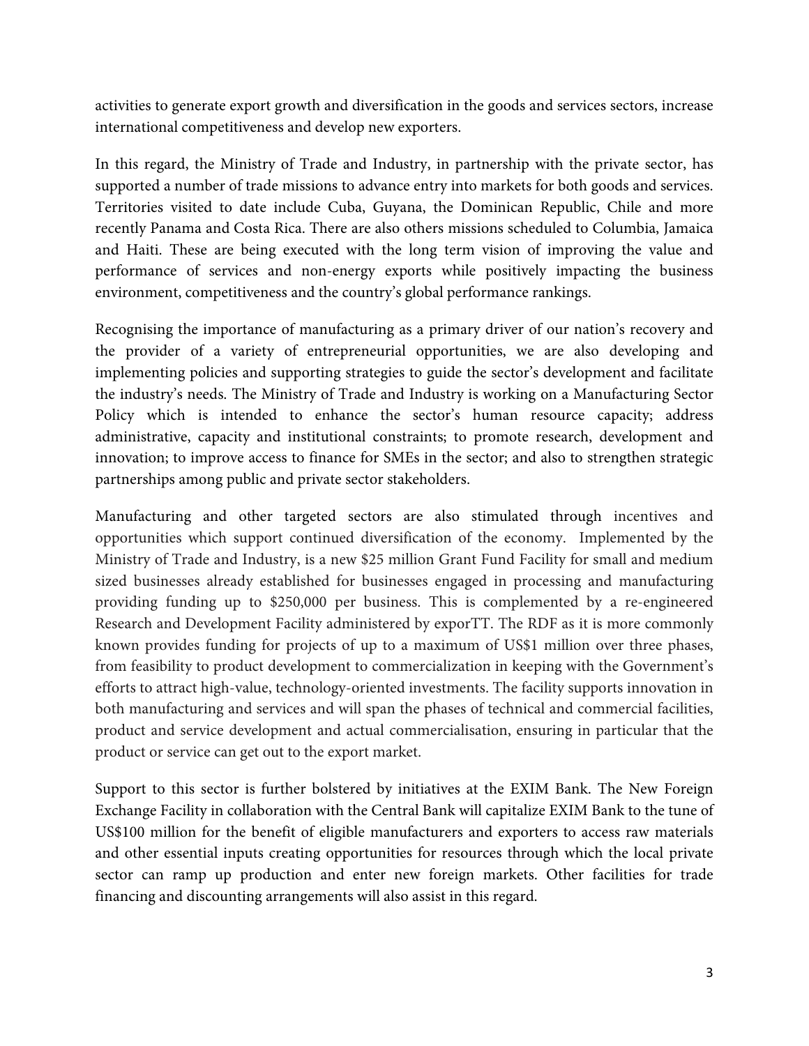activities to generate export growth and diversification in the goods and services sectors, increase international competitiveness and develop new exporters.

In this regard, the Ministry of Trade and Industry, in partnership with the private sector, has supported a number of trade missions to advance entry into markets for both goods and services. Territories visited to date include Cuba, Guyana, the Dominican Republic, Chile and more recently Panama and Costa Rica. There are also others missions scheduled to Columbia, Jamaica and Haiti. These are being executed with the long term vision of improving the value and performance of services and non-energy exports while positively impacting the business environment, competitiveness and the country's global performance rankings.

Recognising the importance of manufacturing as a primary driver of our nation's recovery and the provider of a variety of entrepreneurial opportunities, we are also developing and implementing policies and supporting strategies to guide the sector's development and facilitate the industry's needs. The Ministry of Trade and Industry is working on a Manufacturing Sector Policy which is intended to enhance the sector's human resource capacity; address administrative, capacity and institutional constraints; to promote research, development and innovation; to improve access to finance for SMEs in the sector; and also to strengthen strategic partnerships among public and private sector stakeholders.

Manufacturing and other targeted sectors are also stimulated through incentives and opportunities which support continued diversification of the economy. Implemented by the Ministry of Trade and Industry, is a new $25 million Grant Fund Facility for small and medium sized businesses already established for businesses engaged in processing and manufacturing providing funding up to $250,000 per business. This is complemented by a re-engineered Research and Development Facility administered by exporTT. The RDF as it is more commonly known provides funding for projects of up to a maximum of US$1 million over three phases, from feasibility to product development to commercialization in keeping with the Government's efforts to attract high-value, technology-oriented investments. The facility supports innovation in both manufacturing and services and will span the phases of technical and commercial facilities, product and service development and actual commercialisation, ensuring in particular that the product or service can get out to the export market.

Support to this sector is further bolstered by initiatives at the EXIM Bank. The New Foreign Exchange Facility in collaboration with the Central Bank will capitalize EXIM Bank to the tune of US$100 million for the benefit of eligible manufacturers and exporters to access raw materials and other essential inputs creating opportunities for resources through which the local private sector can ramp up production and enter new foreign markets. Other facilities for trade financing and discounting arrangements will also assist in this regard.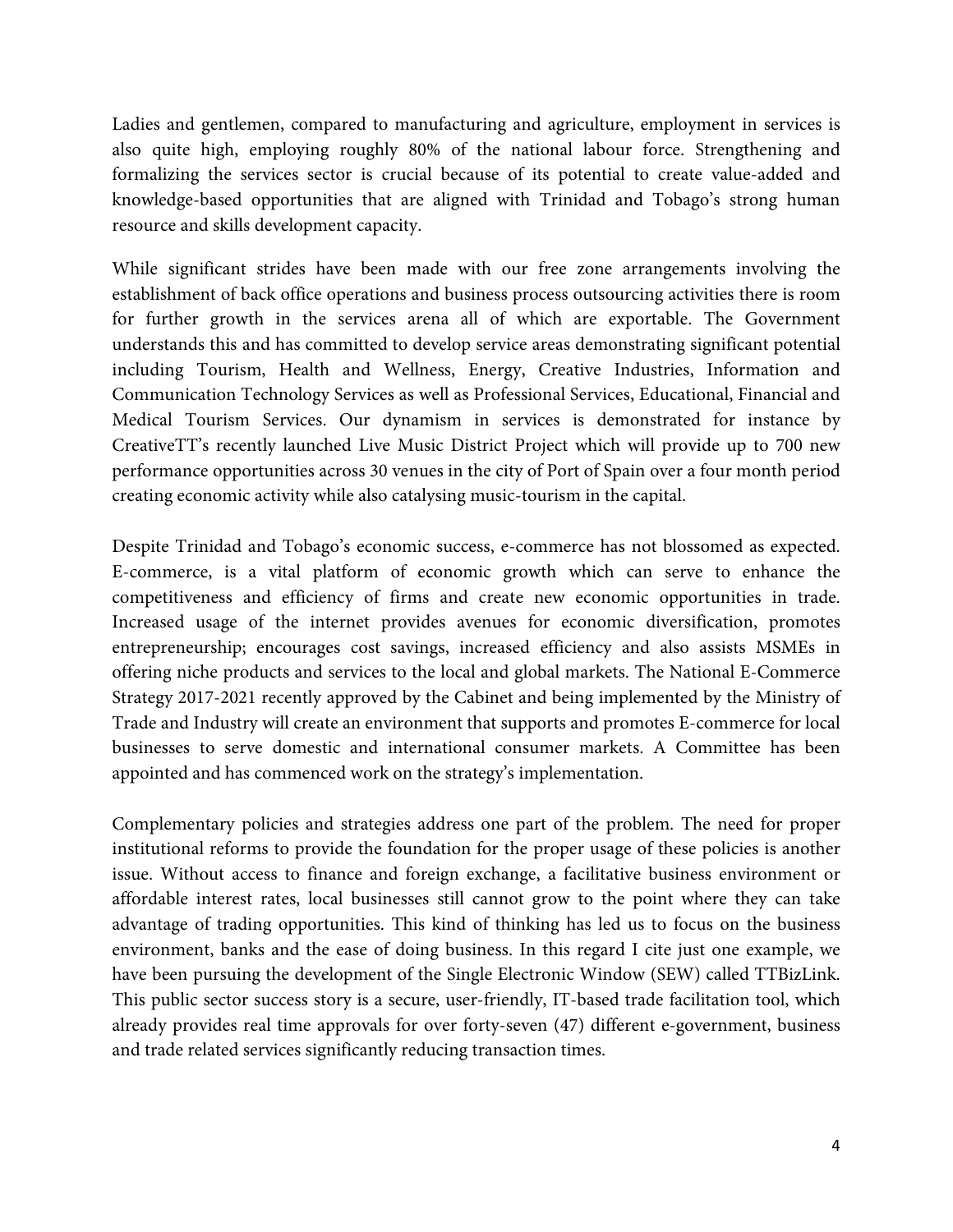Ladies and gentlemen, compared to manufacturing and agriculture, employment in services is also quite high, employing roughly 80% of the national labour force. Strengthening and formalizing the services sector is crucial because of its potential to create value-added and knowledge-based opportunities that are aligned with Trinidad and Tobago's strong human resource and skills development capacity.

While significant strides have been made with our free zone arrangements involving the establishment of back office operations and business process outsourcing activities there is room for further growth in the services arena all of which are exportable. The Government understands this and has committed to develop service areas demonstrating significant potential including Tourism, Health and Wellness, Energy, Creative Industries, Information and Communication Technology Services as well as Professional Services, Educational, Financial and Medical Tourism Services. Our dynamism in services is demonstrated for instance by CreativeTT's recently launched Live Music District Project which will provide up to 700 new performance opportunities across 30 venues in the city of Port of Spain over a four month period creating economic activity while also catalysing music-tourism in the capital.

Despite Trinidad and Tobago's economic success, e-commerce has not blossomed as expected. E-commerce, is a vital platform of economic growth which can serve to enhance the competitiveness and efficiency of firms and create new economic opportunities in trade. Increased usage of the internet provides avenues for economic diversification, promotes entrepreneurship; encourages cost savings, increased efficiency and also assists MSMEs in offering niche products and services to the local and global markets. The National E-Commerce Strategy 2017-2021 recently approved by the Cabinet and being implemented by the Ministry of Trade and Industry will create an environment that supports and promotes E-commerce for local businesses to serve domestic and international consumer markets. A Committee has been appointed and has commenced work on the strategy's implementation.

Complementary policies and strategies address one part of the problem. The need for proper institutional reforms to provide the foundation for the proper usage of these policies is another issue. Without access to finance and foreign exchange, a facilitative business environment or affordable interest rates, local businesses still cannot grow to the point where they can take advantage of trading opportunities. This kind of thinking has led us to focus on the business environment, banks and the ease of doing business. In this regard I cite just one example, we have been pursuing the development of the Single Electronic Window (SEW) called TTBizLink. This public sector success story is a secure, user-friendly, IT-based trade facilitation tool, which already provides real time approvals for over forty-seven (47) different e-government, business and trade related services significantly reducing transaction times.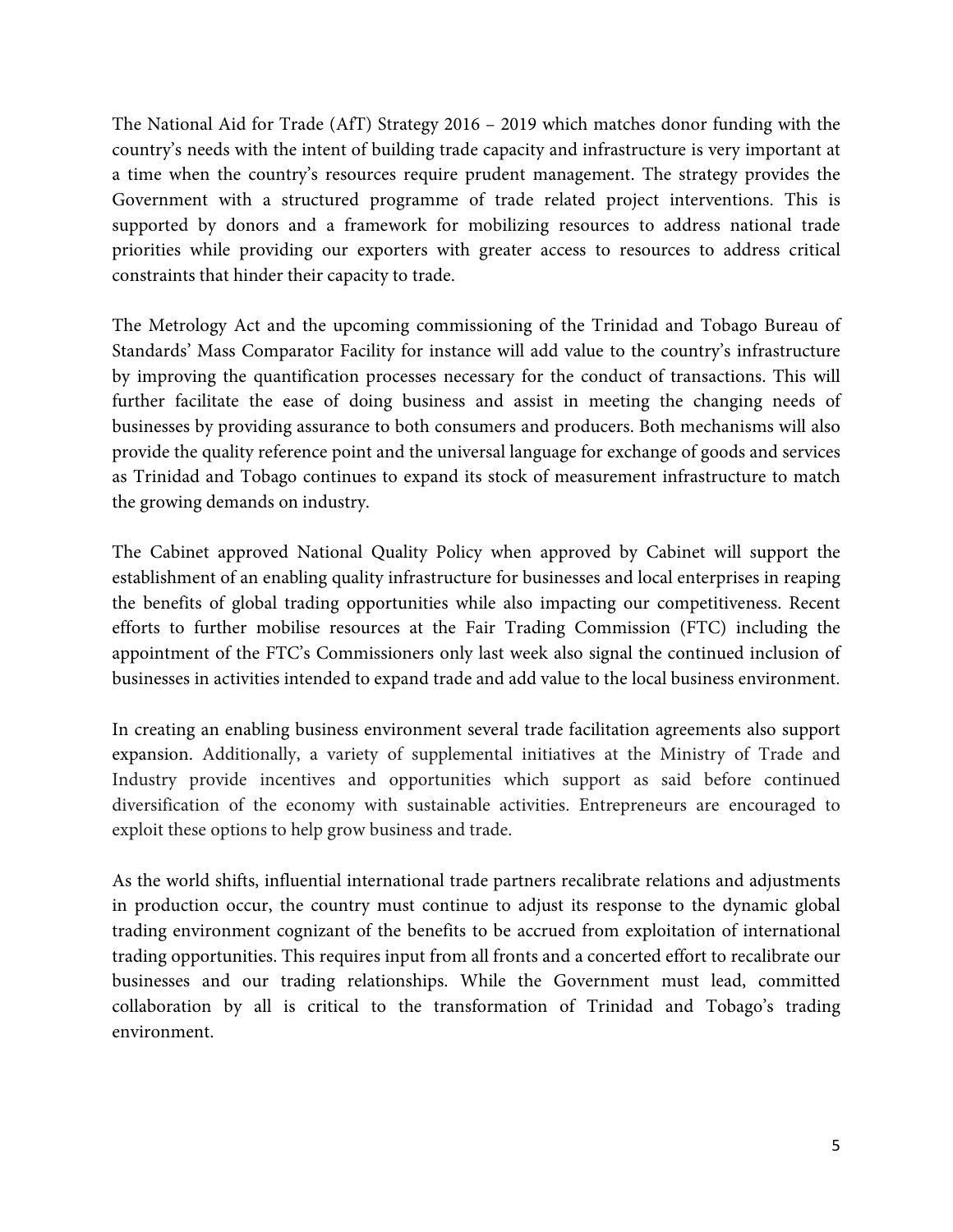The National Aid for Trade (AfT) Strategy 2016 – 2019 which matches donor funding with the country's needs with the intent of building trade capacity and infrastructure is very important at a time when the country's resources require prudent management. The strategy provides the Government with a structured programme of trade related project interventions. This is supported by donors and a framework for mobilizing resources to address national trade priorities while providing our exporters with greater access to resources to address critical constraints that hinder their capacity to trade.

The Metrology Act and the upcoming commissioning of the Trinidad and Tobago Bureau of Standards' Mass Comparator Facility for instance will add value to the country's infrastructure by improving the quantification processes necessary for the conduct of transactions. This will further facilitate the ease of doing business and assist in meeting the changing needs of businesses by providing assurance to both consumers and producers. Both mechanisms will also provide the quality reference point and the universal language for exchange of goods and services as Trinidad and Tobago continues to expand its stock of measurement infrastructure to match the growing demands on industry.

The Cabinet approved National Quality Policy when approved by Cabinet will support the establishment of an enabling quality infrastructure for businesses and local enterprises in reaping the benefits of global trading opportunities while also impacting our competitiveness. Recent efforts to further mobilise resources at the Fair Trading Commission (FTC) including the appointment of the FTC's Commissioners only last week also signal the continued inclusion of businesses in activities intended to expand trade and add value to the local business environment.

In creating an enabling business environment several trade facilitation agreements also support expansion. Additionally, a variety of supplemental initiatives at the Ministry of Trade and Industry provide incentives and opportunities which support as said before continued diversification of the economy with sustainable activities. Entrepreneurs are encouraged to exploit these options to help grow business and trade.

As the world shifts, influential international trade partners recalibrate relations and adjustments in production occur, the country must continue to adjust its response to the dynamic global trading environment cognizant of the benefits to be accrued from exploitation of international trading opportunities. This requires input from all fronts and a concerted effort to recalibrate our businesses and our trading relationships. While the Government must lead, committed collaboration by all is critical to the transformation of Trinidad and Tobago's trading environment.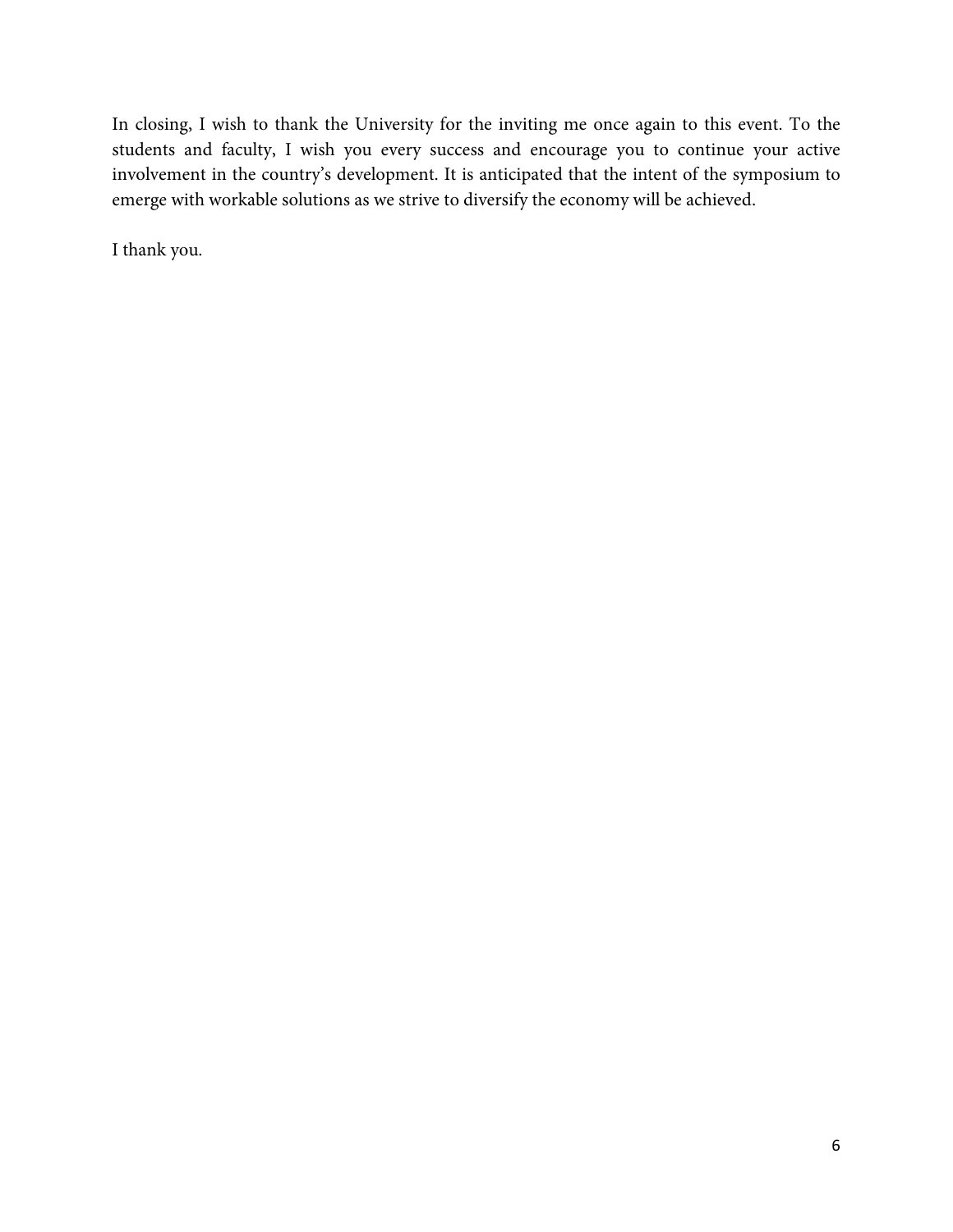In closing, I wish to thank the University for the inviting me once again to this event. To the students and faculty, I wish you every success and encourage you to continue your active involvement in the country's development. It is anticipated that the intent of the symposium to emerge with workable solutions as we strive to diversify the economy will be achieved.

I thank you.